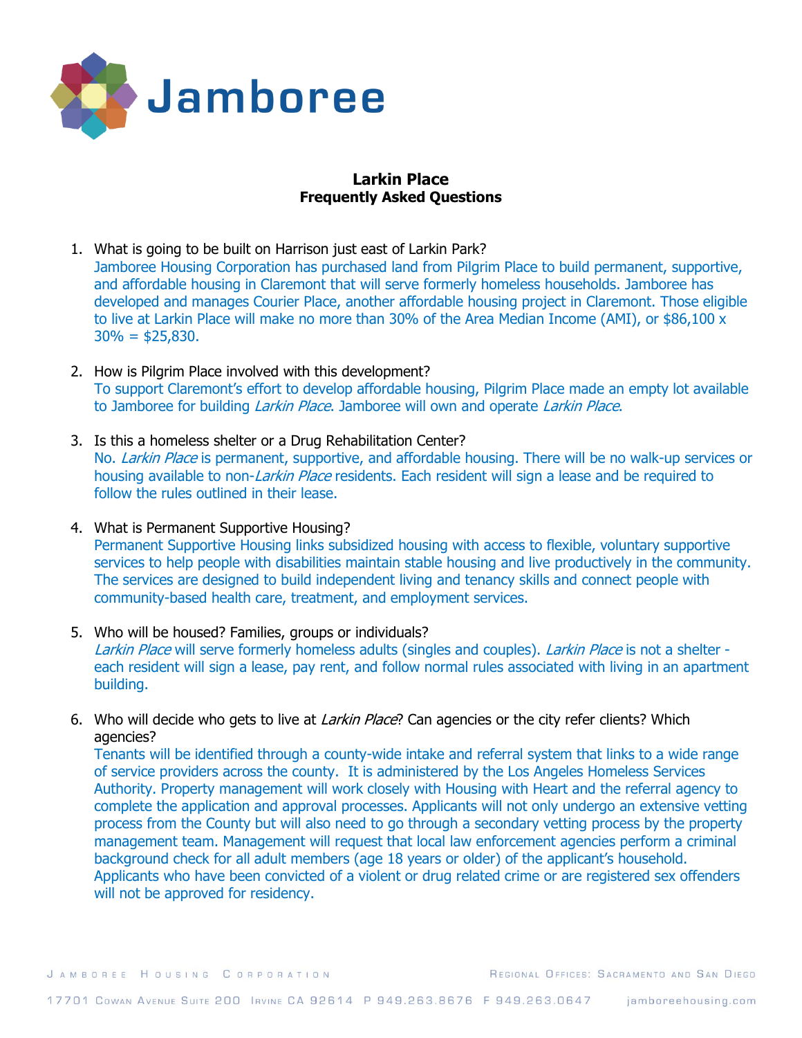Jamboree

**Larkin Place**
**Frequently Asked Questions**

1. What is going to be built on Harrison just east of Larkin Park?
   Jamboree Housing Corporation has purchased land from Pilgrim Place to build permanent, supportive, and affordable housing in Claremont that will serve formerly homeless households. Jamboree has developed and manages Courier Place, another affordable housing project in Claremont. Those eligible to live at Larkin Place will make no more than 30% of the Area Median Income (AMI), or $86,100 x 30% = $25,830.

2. How is Pilgrim Place involved with this development?
   To support Claremont's effort to develop affordable housing, Pilgrim Place made an empty lot available to Jamboree for building *Larkin Place*. Jamboree will own and operate *Larkin Place*.

3. Is this a homeless shelter or a Drug Rehabilitation Center?
   No. *Larkin Place* is permanent, supportive, and affordable housing. There will be no walk-up services or housing available to non-*Larkin Place* residents. Each resident will sign a lease and be required to follow the rules outlined in their lease.

4. What is Permanent Supportive Housing?
   Permanent Supportive Housing links subsidized housing with access to flexible, voluntary supportive services to help people with disabilities maintain stable housing and live productively in the community. The services are designed to build independent living and tenancy skills and connect people with community-based health care, treatment, and employment services.

5. Who will be housed? Families, groups or individuals?
   *Larkin Place* will serve formerly homeless adults (singles and couples). *Larkin Place* is not a shelter - each resident will sign a lease, pay rent, and follow normal rules associated with living in an apartment building.

6. Who will decide who gets to live at *Larkin Place*? Can agencies or the city refer clients? Which agencies?
   Tenants will be identified through a county-wide intake and referral system that links to a wide range of service providers across the county. It is administered by the Los Angeles Homeless Services Authority. Property management will work closely with Housing with Heart and the referral agency to complete the application and approval processes. Applicants will not only undergo an extensive vetting process from the County but will also need to go through a secondary vetting process by the property management team. Management will request that local law enforcement agencies perform a criminal background check for all adult members (age 18 years or older) of the applicant's household. Applicants who have been convicted of a violent or drug related crime or are registered sex offenders will not be approved for residency.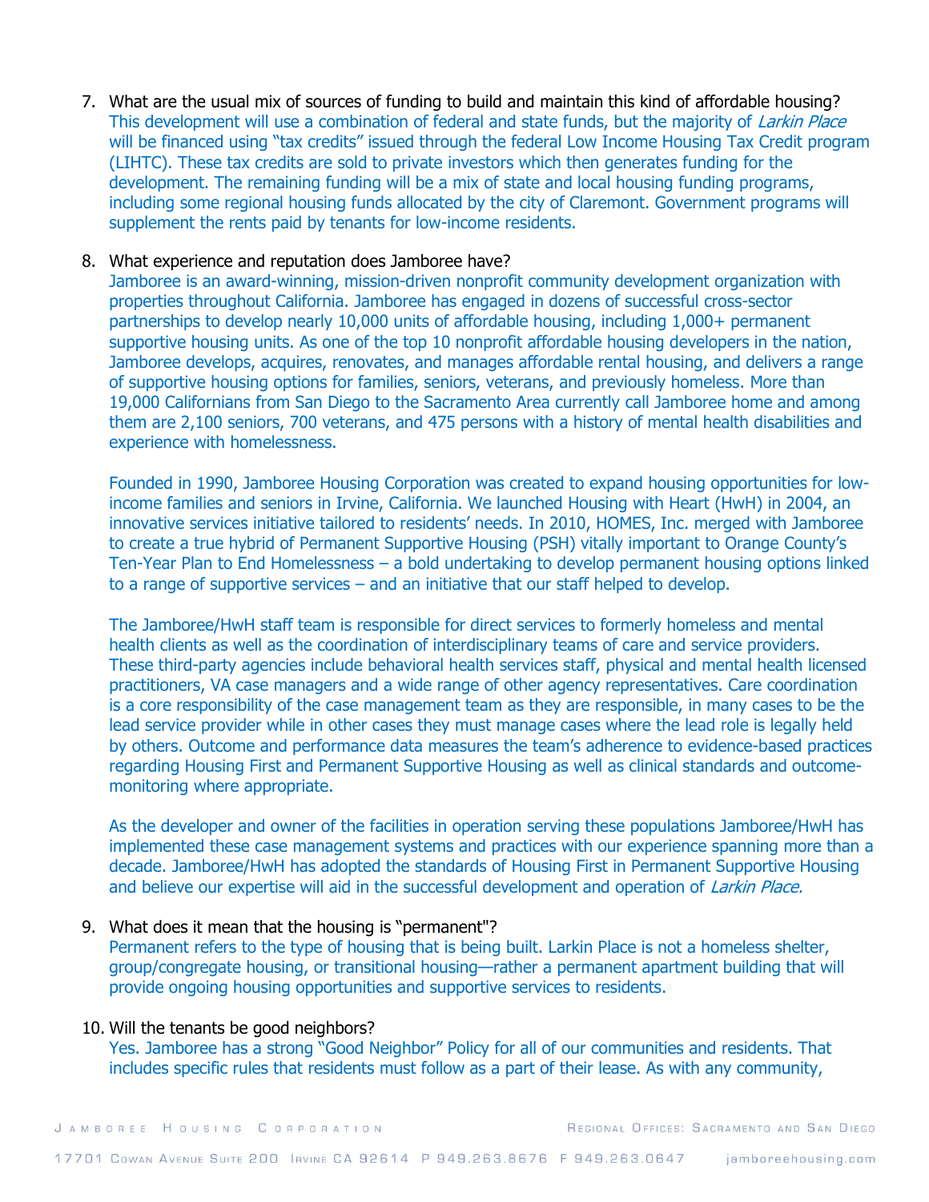7. What are the usual mix of sources of funding to build and maintain this kind of affordable housing?
   This development will use a combination of federal and state funds, but the majority of *Larkin Place* will be financed using "tax credits" issued through the federal Low Income Housing Tax Credit program (LIHTC). These tax credits are sold to private investors which then generates funding for the development. The remaining funding will be a mix of state and local housing funding programs, including some regional housing funds allocated by the city of Claremont. Government programs will supplement the rents paid by tenants for low-income residents.

8. What experience and reputation does Jamboree have?
   Jamboree is an award-winning, mission-driven nonprofit community development organization with properties throughout California. Jamboree has engaged in dozens of successful cross-sector partnerships to develop nearly 10,000 units of affordable housing, including 1,000+ permanent supportive housing units. As one of the top 10 nonprofit affordable housing developers in the nation, Jamboree develops, acquires, renovates, and manages affordable rental housing, and delivers a range of supportive housing options for families, seniors, veterans, and previously homeless. More than 19,000 Californians from San Diego to the Sacramento Area currently call Jamboree home and among them are 2,100 seniors, 700 veterans, and 475 persons with a history of mental health disabilities and experience with homelessness.

   Founded in 1990, Jamboree Housing Corporation was created to expand housing opportunities for low-income families and seniors in Irvine, California. We launched Housing with Heart (HwH) in 2004, an innovative services initiative tailored to residents' needs. In 2010, HOMES, Inc. merged with Jamboree to create a true hybrid of Permanent Supportive Housing (PSH) vitally important to Orange County's Ten-Year Plan to End Homelessness – a bold undertaking to develop permanent housing options linked to a range of supportive services – and an initiative that our staff helped to develop.

   The Jamboree/HwH staff team is responsible for direct services to formerly homeless and mental health clients as well as the coordination of interdisciplinary teams of care and service providers. These third-party agencies include behavioral health services staff, physical and mental health licensed practitioners, VA case managers and a wide range of other agency representatives. Care coordination is a core responsibility of the case management team as they are responsible, in many cases to be the lead service provider while in other cases they must manage cases where the lead role is legally held by others. Outcome and performance data measures the team's adherence to evidence-based practices regarding Housing First and Permanent Supportive Housing as well as clinical standards and outcome-monitoring where appropriate.

   As the developer and owner of the facilities in operation serving these populations Jamboree/HwH has implemented these case management systems and practices with our experience spanning more than a decade. Jamboree/HwH has adopted the standards of Housing First in Permanent Supportive Housing and believe our expertise will aid in the successful development and operation of *Larkin Place.*

9. What does it mean that the housing is "permanent"?
   Permanent refers to the type of housing that is being built. Larkin Place is not a homeless shelter, group/congregate housing, or transitional housing—rather a permanent apartment building that will provide ongoing housing opportunities and supportive services to residents.

10. Will the tenants be good neighbors?
    Yes. Jamboree has a strong "Good Neighbor" Policy for all of our communities and residents. That includes specific rules that residents must follow as a part of their lease. As with any community,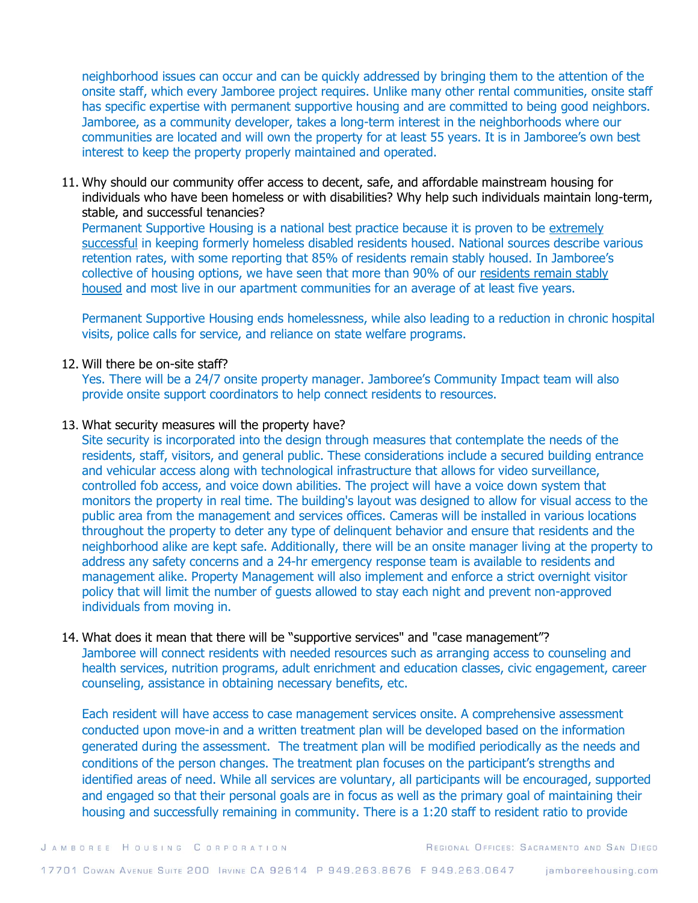neighborhood issues can occur and can be quickly addressed by bringing them to the attention of the onsite staff, which every Jamboree project requires. Unlike many other rental communities, onsite staff has specific expertise with permanent supportive housing and are committed to being good neighbors. Jamboree, as a community developer, takes a long-term interest in the neighborhoods where our communities are located and will own the property for at least 55 years. It is in Jamboree's own best interest to keep the property properly maintained and operated.

11. Why should our community offer access to decent, safe, and affordable mainstream housing for individuals who have been homeless or with disabilities? Why help such individuals maintain long-term, stable, and successful tenancies?

    Permanent Supportive Housing is a national best practice because it is proven to be extremely successful in keeping formerly homeless disabled residents housed. National sources describe various retention rates, with some reporting that 85% of residents remain stably housed. In Jamboree's collective of housing options, we have seen that more than 90% of our residents remain stably housed and most live in our apartment communities for an average of at least five years.

    Permanent Supportive Housing ends homelessness, while also leading to a reduction in chronic hospital visits, police calls for service, and reliance on state welfare programs.

12. Will there be on-site staff?

    Yes. There will be a 24/7 onsite property manager. Jamboree's Community Impact team will also provide onsite support coordinators to help connect residents to resources.

13. What security measures will the property have?

    Site security is incorporated into the design through measures that contemplate the needs of the residents, staff, visitors, and general public. These considerations include a secured building entrance and vehicular access along with technological infrastructure that allows for video surveillance, controlled fob access, and voice down abilities. The project will have a voice down system that monitors the property in real time. The building's layout was designed to allow for visual access to the public area from the management and services offices. Cameras will be installed in various locations throughout the property to deter any type of delinquent behavior and ensure that residents and the neighborhood alike are kept safe. Additionally, there will be an onsite manager living at the property to address any safety concerns and a 24-hr emergency response team is available to residents and management alike. Property Management will also implement and enforce a strict overnight visitor policy that will limit the number of guests allowed to stay each night and prevent non-approved individuals from moving in.

14. What does it mean that there will be "supportive services" and "case management"?

    Jamboree will connect residents with needed resources such as arranging access to counseling and health services, nutrition programs, adult enrichment and education classes, civic engagement, career counseling, assistance in obtaining necessary benefits, etc.

    Each resident will have access to case management services onsite. A comprehensive assessment conducted upon move-in and a written treatment plan will be developed based on the information generated during the assessment. The treatment plan will be modified periodically as the needs and conditions of the person changes. The treatment plan focuses on the participant's strengths and identified areas of need. While all services are voluntary, all participants will be encouraged, supported and engaged so that their personal goals are in focus as well as the primary goal of maintaining their housing and successfully remaining in community. There is a 1:20 staff to resident ratio to provide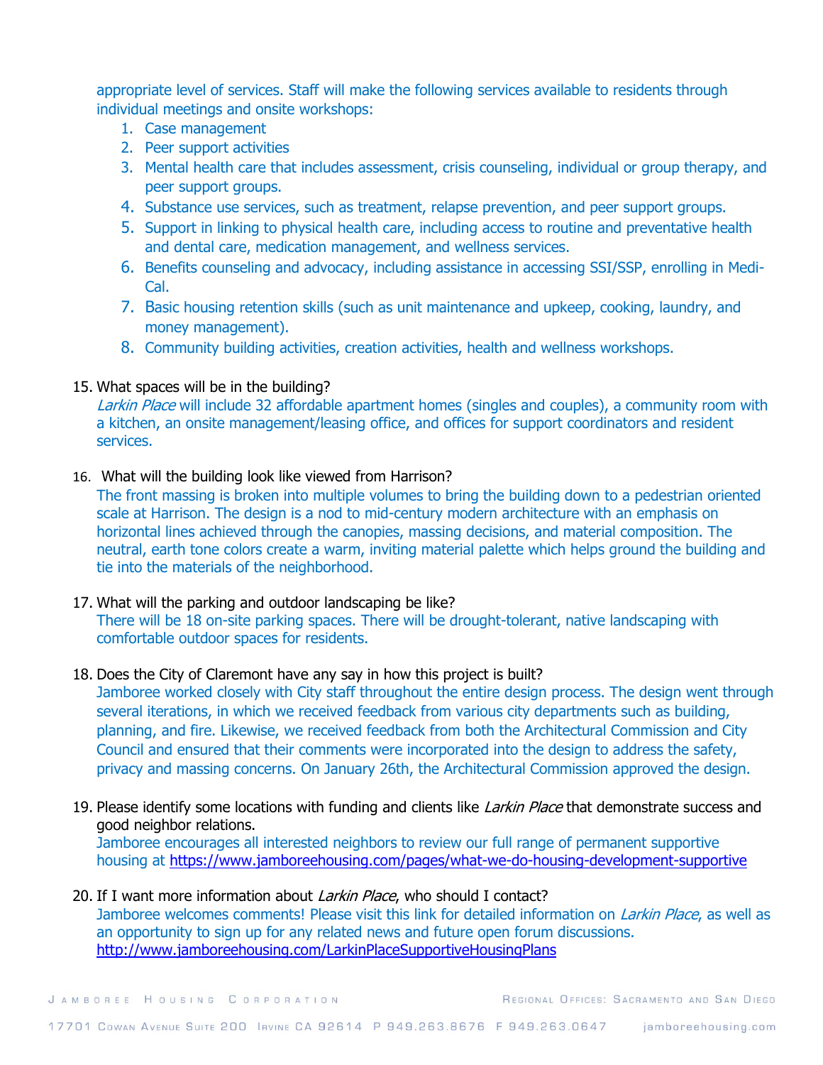appropriate level of services. Staff will make the following services available to residents through individual meetings and onsite workshops:

1. Case management
2. Peer support activities
3. Mental health care that includes assessment, crisis counseling, individual or group therapy, and peer support groups.
4. Substance use services, such as treatment, relapse prevention, and peer support groups.
5. Support in linking to physical health care, including access to routine and preventative health and dental care, medication management, and wellness services.
6. Benefits counseling and advocacy, including assistance in accessing SSI/SSP, enrolling in Medi-Cal.
7. Basic housing retention skills (such as unit maintenance and upkeep, cooking, laundry, and money management).
8. Community building activities, creation activities, health and wellness workshops.

15. What spaces will be in the building?
    *Larkin Place* will include 32 affordable apartment homes (singles and couples), a community room with a kitchen, an onsite management/leasing office, and offices for support coordinators and resident services.

16. What will the building look like viewed from Harrison?
    The front massing is broken into multiple volumes to bring the building down to a pedestrian oriented scale at Harrison. The design is a nod to mid-century modern architecture with an emphasis on horizontal lines achieved through the canopies, massing decisions, and material composition. The neutral, earth tone colors create a warm, inviting material palette which helps ground the building and tie into the materials of the neighborhood.

17. What will the parking and outdoor landscaping be like?
    There will be 18 on-site parking spaces. There will be drought-tolerant, native landscaping with comfortable outdoor spaces for residents.

18. Does the City of Claremont have any say in how this project is built?
    Jamboree worked closely with City staff throughout the entire design process. The design went through several iterations, in which we received feedback from various city departments such as building, planning, and fire. Likewise, we received feedback from both the Architectural Commission and City Council and ensured that their comments were incorporated into the design to address the safety, privacy and massing concerns. On January 26th, the Architectural Commission approved the design.

19. Please identify some locations with funding and clients like *Larkin Place* that demonstrate success and good neighbor relations.
    Jamboree encourages all interested neighbors to review our full range of permanent supportive housing at https://www.jamboreehousing.com/pages/what-we-do-housing-development-supportive

20. If I want more information about *Larkin Place*, who should I contact?
    Jamboree welcomes comments! Please visit this link for detailed information on *Larkin Place*, as well as an opportunity to sign up for any related news and future open forum discussions.
    http://www.jamboreehousing.com/LarkinPlaceSupportiveHousingPlans